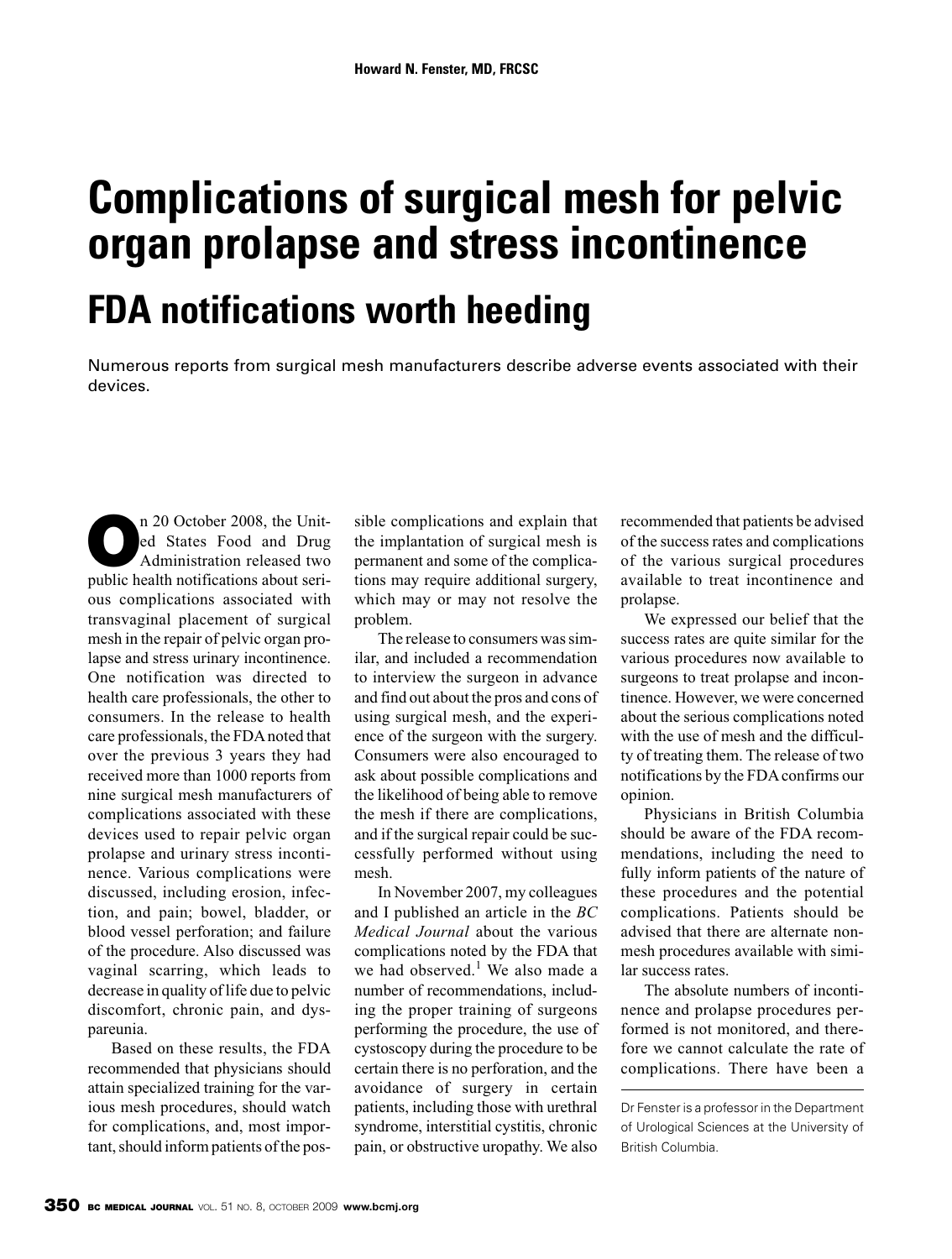Howard N. Fenster, MD, FRCSC

# Complications of surgical mesh for pelvic organ prolapse and stress incontinence

## FDA notifications worth heeding

Numerous reports from surgical mesh manufacturers describe adverse events associated with their devices.

On 20 October 2008, the United States Food and Drug Administration released two public health notifications about serious complications associated with transvaginal placement of surgical mesh in the repair of pelvic organ prolapse and stress urinary incontinence. One notification was directed to health care professionals, the other to consumers. In the release to health care professionals, the FDA noted that over the previous 3 years they had received more than 1000 reports from nine surgical mesh manufacturers of complications associated with these devices used to repair pelvic organ prolapse and urinary stress incontinence. Various complications were discussed, including erosion, infection, and pain; bowel, bladder, or blood vessel perforation; and failure of the procedure. Also discussed was vaginal scarring, which leads to decrease in quality of life due to pelvic discomfort, chronic pain, and dyspareunia.

Based on these results, the FDA recommended that physicians should attain specialized training for the various mesh procedures, should watch for complications, and, most important, should inform patients of the possible complications and explain that the implantation of surgical mesh is permanent and some of the complications may require additional surgery, which may or may not resolve the problem.

The release to consumers was similar, and included a recommendation to interview the surgeon in advance and find out about the pros and cons of using surgical mesh, and the experience of the surgeon with the surgery. Consumers were also encouraged to ask about possible complications and the likelihood of being able to remove the mesh if there are complications, and if the surgical repair could be successfully performed without using mesh.

In November 2007, my colleagues and I published an article in the *BC Medical Journal* about the various complications noted by the FDA that we had observed.[1] We also made a number of recommendations, including the proper training of surgeons performing the procedure, the use of cystoscopy during the procedure to be certain there is no perforation, and the avoidance of surgery in certain patients, including those with urethral syndrome, interstitial cystitis, chronic pain, or obstructive uropathy. We also recommended that patients be advised of the success rates and complications of the various surgical procedures available to treat incontinence and prolapse.

We expressed our belief that the success rates are quite similar for the various procedures now available to surgeons to treat prolapse and incontinence. However, we were concerned about the serious complications noted with the use of mesh and the difficulty of treating them. The release of two notifications by the FDA confirms our opinion.

Physicians in British Columbia should be aware of the FDA recommendations, including the need to fully inform patients of the nature of these procedures and the potential complications. Patients should be advised that there are alternate non-mesh procedures available with similar success rates.

The absolute numbers of incontinence and prolapse procedures performed is not monitored, and therefore we cannot calculate the rate of complications. There have been a

Dr Fenster is a professor in the Department of Urological Sciences at the University of British Columbia.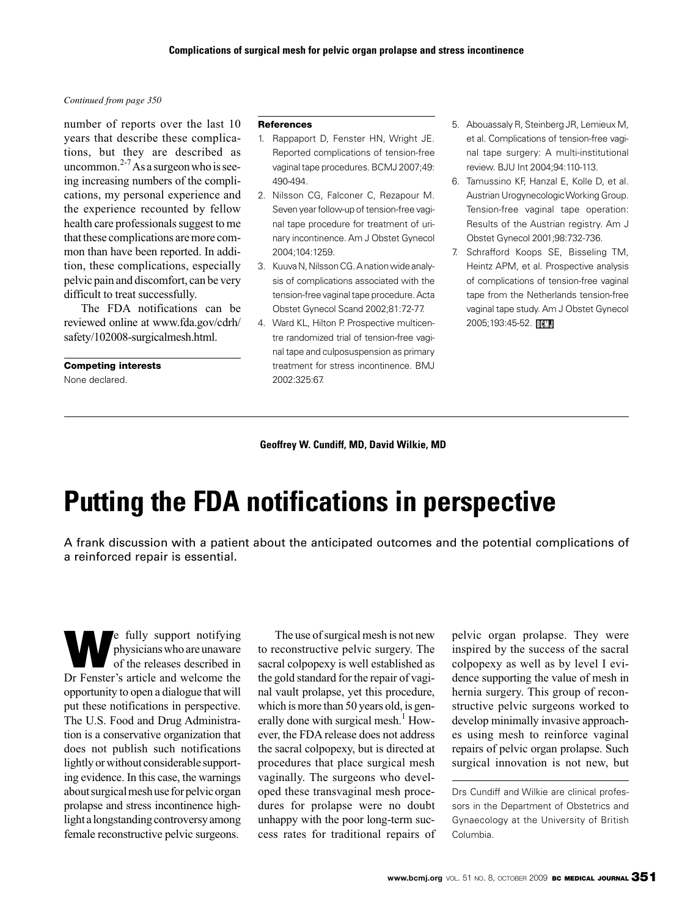*Continued from page 350*

number of reports over the last 10 years that describe these complications, but they are described as uncommon.[2-7] As a surgeon who is seeing increasing numbers of the complications, my personal experience and the experience recounted by fellow health care professionals suggest to me that these complications are more common than have been reported. In addition, these complications, especially pelvic pain and discomfort, can be very difficult to treat successfully.

The FDA notifications can be reviewed online at www.fda.gov/cdrh/safety/102008-surgicalmesh.html.

**Competing interests**

None declared.

**References**

1. Rappaport D, Fenster HN, Wright JE. Reported complications of tension-free vaginal tape procedures. BCMJ 2007;49:490-494.
2. Nilsson CG, Falconer C, Rezapour M. Seven year follow-up of tension-free vaginal tape procedure for treatment of urinary incontinence. Am J Obstet Gynecol 2004;104:1259.
3. Kuuva N, Nilsson CG. A nation wide analysis of complications associated with the tension-free vaginal tape procedure. Acta Obstet Gynecol Scand 2002;81:72-77.
4. Ward KL, Hilton P. Prospective multicentre randomized trial of tension-free vaginal tape and culposuspension as primary treatment for stress incontinence. BMJ 2002:325:67.
5. Abouassaly R, Steinberg JR, Lemieux M, et al. Complications of tension-free vaginal tape surgery: A multi-institutional review. BJU Int 2004;94:110-113.
6. Tamussino KF, Hanzal E, Kolle D, et al. Austrian Urogynecologic Working Group. Tension-free vaginal tape operation: Results of the Austrian registry. Am J Obstet Gynecol 2001;98:732-736.
7. Schrafford Koops SE, Bisseling TM, Heintz APM, et al. Prospective analysis of complications of tension-free vaginal tape from the Netherlands tension-free vaginal tape study. Am J Obstet Gynecol 2005;193:45-52.

---

**Geoffrey W. Cundiff, MD, David Wilkie, MD**

# Putting the FDA notifications in perspective

A frank discussion with a patient about the anticipated outcomes and the potential complications of a reinforced repair is essential.

We fully support notifying physicians who are unaware of the releases described in Dr Fenster's article and welcome the opportunity to open a dialogue that will put these notifications in perspective. The U.S. Food and Drug Administration is a conservative organization that does not publish such notifications lightly or without considerable supporting evidence. In this case, the warnings about surgical mesh use for pelvic organ prolapse and stress incontinence highlight a longstanding controversy among female reconstructive pelvic surgeons.

The use of surgical mesh is not new to reconstructive pelvic surgery. The sacral colpopexy is well established as the gold standard for the repair of vaginal vault prolapse, yet this procedure, which is more than 50 years old, is generally done with surgical mesh.[1] However, the FDA release does not address the sacral colpopexy, but is directed at procedures that place surgical mesh vaginally. The surgeons who developed these transvaginal mesh procedures for prolapse were no doubt unhappy with the poor long-term success rates for traditional repairs of pelvic organ prolapse. They were inspired by the success of the sacral colpopexy as well as by level I evidence supporting the value of mesh in hernia surgery. This group of reconstructive pelvic surgeons worked to develop minimally invasive approaches using mesh to reinforce vaginal repairs of pelvic organ prolapse. Such surgical innovation is not new, but

Drs Cundiff and Wilkie are clinical professors in the Department of Obstetrics and Gynaecology at the University of British Columbia.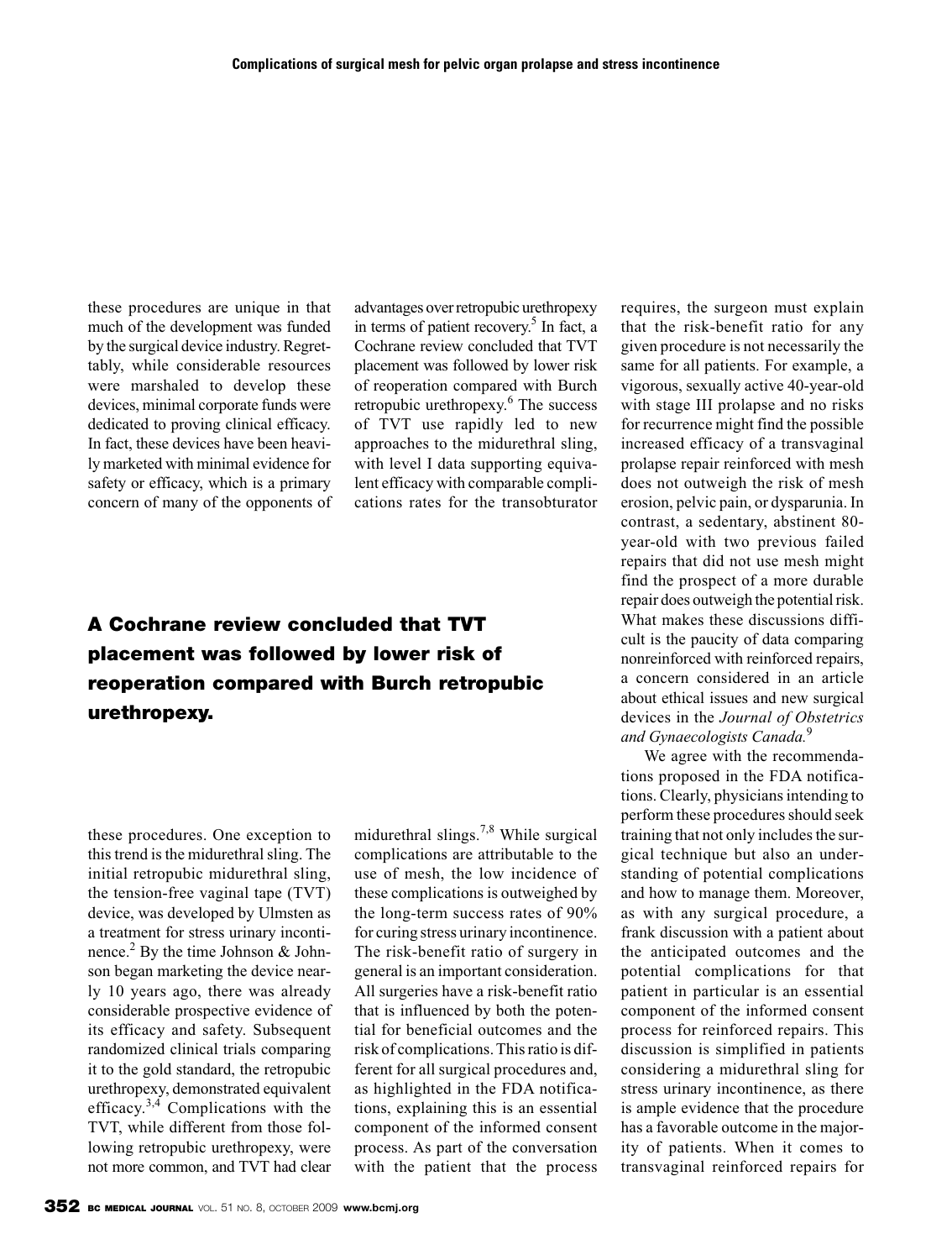these procedures are unique in that much of the development was funded by the surgical device industry. Regrettably, while considerable resources were marshaled to develop these devices, minimal corporate funds were dedicated to proving clinical efficacy. In fact, these devices have been heavily marketed with minimal evidence for safety or efficacy, which is a primary concern of many of the opponents of these procedures. One exception to this trend is the midurethral sling. The initial retropubic midurethral sling, the tension-free vaginal tape (TVT) device, was developed by Ulmsten as a treatment for stress urinary incontinence.[2] By the time Johnson & Johnson began marketing the device nearly 10 years ago, there was already considerable prospective evidence of its efficacy and safety. Subsequent randomized clinical trials comparing it to the gold standard, the retropubic urethropexy, demonstrated equivalent efficacy.[3,4] Complications with the TVT, while different from those following retropubic urethropexy, were not more common, and TVT had clear advantages over retropubic urethropexy in terms of patient recovery.[5] In fact, a Cochrane review concluded that TVT placement was followed by lower risk of reoperation compared with Burch retropubic urethropexy.[6] The success of TVT use rapidly led to new approaches to the midurethral sling, with level I data supporting equivalent efficacy with comparable complications rates for the transobturator midurethral slings.[7,8] While surgical complications are attributable to the use of mesh, the low incidence of these complications is outweighed by the long-term success rates of 90% for curing stress urinary incontinence. The risk-benefit ratio of surgery in general is an important consideration. All surgeries have a risk-benefit ratio that is influenced by both the potential for beneficial outcomes and the risk of complications. This ratio is different for all surgical procedures and, as highlighted in the FDA notifications, explaining this is an essential component of the informed consent process. As part of the conversation with the patient that the process requires, the surgeon must explain that the risk-benefit ratio for any given procedure is not necessarily the same for all patients. For example, a vigorous, sexually active 40-year-old with stage III prolapse and no risks for recurrence might find the possible increased efficacy of a transvaginal prolapse repair reinforced with mesh does not outweigh the risk of mesh erosion, pelvic pain, or dysparunia. In contrast, a sedentary, abstinent 80-year-old with two previous failed repairs that did not use mesh might find the prospect of a more durable repair does outweigh the potential risk. What makes these discussions difficult is the paucity of data comparing nonreinforced with reinforced repairs, a concern considered in an article about ethical issues and new surgical devices in the *Journal of Obstetrics and Gynaecologists Canada.*[9]

**A Cochrane review concluded that TVT placement was followed by lower risk of reoperation compared with Burch retropubic urethropexy.**

We agree with the recommendations proposed in the FDA notifications. Clearly, physicians intending to perform these procedures should seek training that not only includes the surgical technique but also an understanding of potential complications and how to manage them. Moreover, as with any surgical procedure, a frank discussion with a patient about the anticipated outcomes and the potential complications for that patient in particular is an essential component of the informed consent process for reinforced repairs. This discussion is simplified in patients considering a midurethral sling for stress urinary incontinence, as there is ample evidence that the procedure has a favorable outcome in the majority of patients. When it comes to transvaginal reinforced repairs for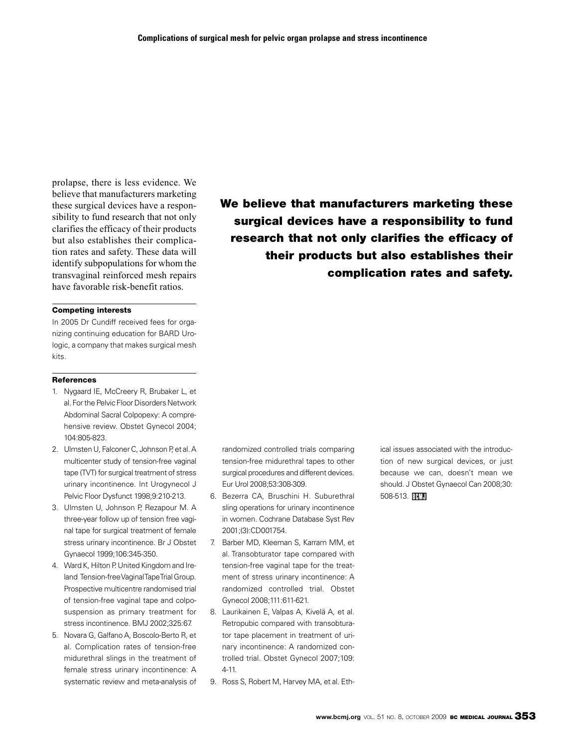prolapse, there is less evidence. We believe that manufacturers marketing these surgical devices have a responsibility to fund research that not only clarifies the efficacy of their products but also establishes their complication rates and safety. These data will identify subpopulations for whom the transvaginal reinforced mesh repairs have favorable risk-benefit ratios.

**We believe that manufacturers marketing these surgical devices have a responsibility to fund research that not only clarifies the efficacy of their products but also establishes their complication rates and safety.**

#### Competing interests

In 2005 Dr Cundiff received fees for organizing continuing education for BARD Urologic, a company that makes surgical mesh kits.

#### References

1. Nygaard IE, McCreery R, Brubaker L, et al. For the Pelvic Floor Disorders Network Abdominal Sacral Colpopexy: A comprehensive review. Obstet Gynecol 2004; 104:805-823.
2. Ulmsten U, Falconer C, Johnson P, et al. A multicenter study of tension-free vaginal tape (TVT) for surgical treatment of stress urinary incontinence. Int Urogynecol J Pelvic Floor Dysfunct 1998;9:210-213.
3. Ulmsten U, Johnson P, Rezapour M. A three-year follow up of tension free vaginal tape for surgical treatment of female stress urinary incontinence. Br J Obstet Gynaecol 1999;106:345-350.
4. Ward K, Hilton P. United Kingdom and Ireland Tension-free Vaginal Tape Trial Group. Prospective multicentre randomised trial of tension-free vaginal tape and colposuspension as primary treatment for stress incontinence. BMJ 2002;325:67.
5. Novara G, Galfano A, Boscolo-Berto R, et al. Complication rates of tension-free midurethral slings in the treatment of female stress urinary incontinence: A systematic review and meta-analysis of randomized controlled trials comparing tension-free midurethral tapes to other surgical procedures and different devices. Eur Urol 2008;53:308-309.
6. Bezerra CA, Bruschini H. Suburethral sling operations for urinary incontinence in women. Cochrane Database Syst Rev 2001;(3):CD001754.
7. Barber MD, Kleeman S, Karram MM, et al. Transobturator tape compared with tension-free vaginal tape for the treatment of stress urinary incontinence: A randomized controlled trial. Obstet Gynecol 2008;111:611-621.
8. Laurikainen E, Valpas A, Kivelä A, et al. Retropubic compared with transobturator tape placement in treatment of urinary incontinence: A randomized controlled trial. Obstet Gynecol 2007;109: 4-11.
9. Ross S, Robert M, Harvey MA, et al. Ethical issues associated with the introduction of new surgical devices, or just because we can, doesn't mean we should. J Obstet Gynaecol Can 2008;30: 508-513.